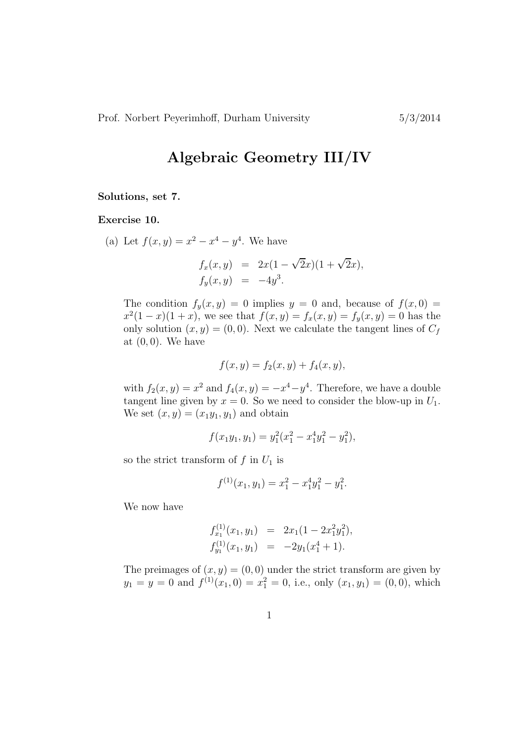Prof. Norbert Peyerimhoff, Durham University 5/3/2014

# Algebraic Geometry III/IV

**Solutions, set 7.**

**Exercise 10.**

(a) Let $f(x,y) = x^2 - x^4 - y^4$. We have

$$
\begin{aligned}
f_x(x,y) &= 2x(1-\sqrt{2}x)(1+\sqrt{2}x), \\
f_y(x,y) &= -4y^3.
\end{aligned}
$$

The condition $f_y(x,y) = 0$ implies $y = 0$ and, because of $f(x,0) = x^2(1-x)(1+x)$, we see that $f(x,y) = f_x(x,y) = f_y(x,y) = 0$ has the only solution $(x,y) = (0,0)$. Next we calculate the tangent lines of $C_f$ at $(0,0)$. We have

$$
f(x,y) = f_2(x,y) + f_4(x,y),
$$

with $f_2(x,y) = x^2$ and $f_4(x,y) = -x^4 - y^4$. Therefore, we have a double tangent line given by $x = 0$. So we need to consider the blow-up in $U_1$. We set $(x,y) = (x_1 y_1, y_1)$ and obtain

$$
f(x_1 y_1, y_1) = y_1^2(x_1^2 - x_1^4 y_1^2 - y_1^2),
$$

so the strict transform of $f$ in $U_1$ is

$$
f^{(1)}(x_1, y_1) = x_1^2 - x_1^4 y_1^2 - y_1^2.
$$

We now have

$$
\begin{aligned}
f^{(1)}_{x_1}(x_1, y_1) &= 2x_1(1 - 2x_1^2 y_1^2), \\
f^{(1)}_{y_1}(x_1, y_1) &= -2y_1(x_1^4 + 1).
\end{aligned}
$$

The preimages of $(x,y) = (0,0)$ under the strict transform are given by $y_1 = y = 0$ and $f^{(1)}(x_1, 0) = x_1^2 = 0$, i.e., only $(x_1, y_1) = (0,0)$, which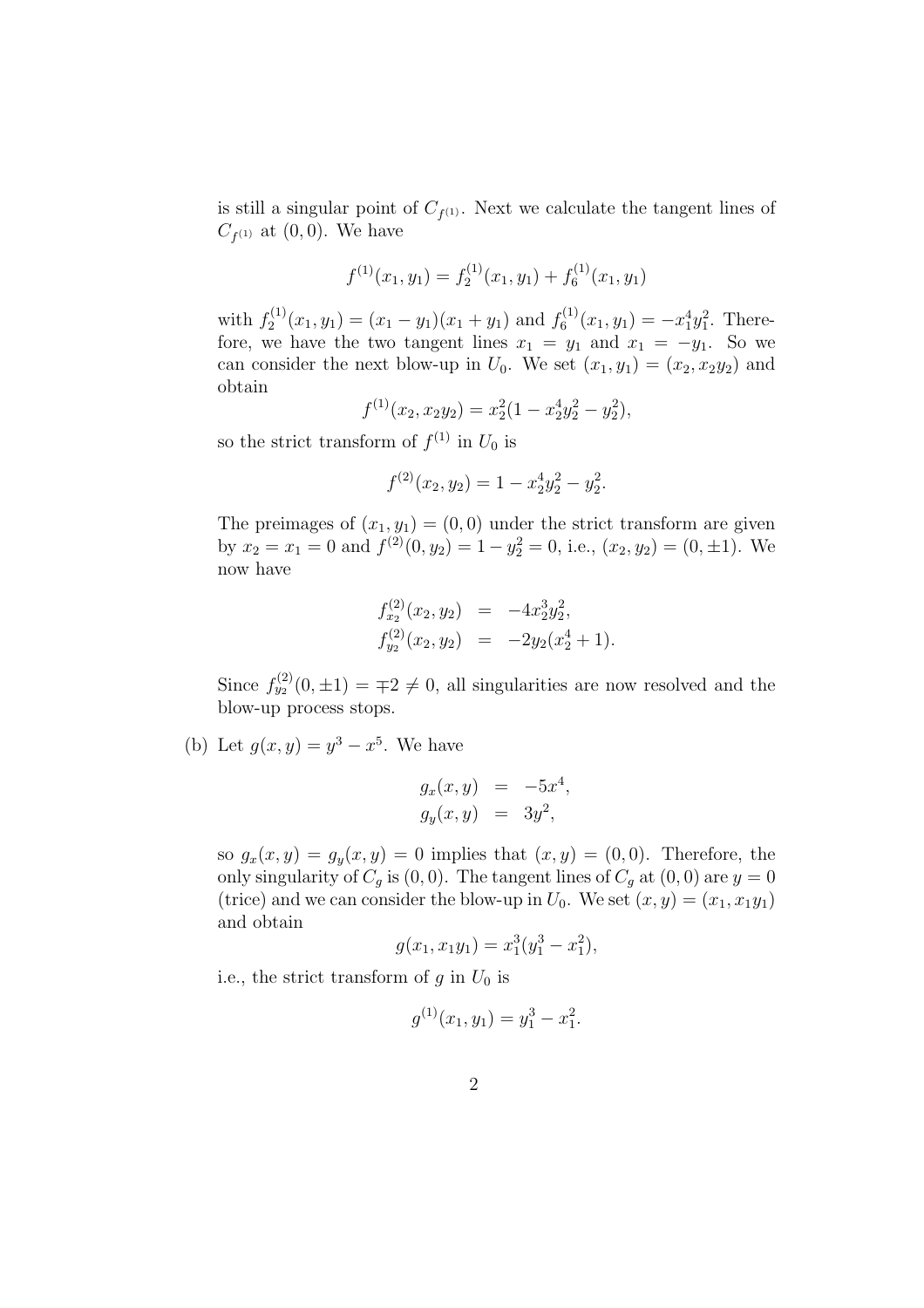is still a singular point of $C_{f^{(1)}}$. Next we calculate the tangent lines of $C_{f^{(1)}}$ at $(0,0)$. We have

$$f^{(1)}(x_1, y_1) = f_2^{(1)}(x_1, y_1) + f_6^{(1)}(x_1, y_1)$$

with $f_2^{(1)}(x_1, y_1) = (x_1 - y_1)(x_1 + y_1)$ and $f_6^{(1)}(x_1, y_1) = -x_1^4 y_1^2$. Therefore, we have the two tangent lines $x_1 = y_1$ and $x_1 = -y_1$. So we can consider the next blow-up in $U_0$. We set $(x_1, y_1) = (x_2, x_2 y_2)$ and obtain

$$f^{(1)}(x_2, x_2 y_2) = x_2^2(1 - x_2^4 y_2^2 - y_2^2),$$

so the strict transform of $f^{(1)}$ in $U_0$ is

$$f^{(2)}(x_2, y_2) = 1 - x_2^4 y_2^2 - y_2^2.$$

The preimages of $(x_1, y_1) = (0,0)$ under the strict transform are given by $x_2 = x_1 = 0$ and $f^{(2)}(0, y_2) = 1 - y_2^2 = 0$, i.e., $(x_2, y_2) = (0, \pm 1)$. We now have

$$\begin{aligned} f_{x_2}^{(2)}(x_2, y_2) &= -4x_2^3 y_2^2, \\ f_{y_2}^{(2)}(x_2, y_2) &= -2y_2(x_2^4 + 1). \end{aligned}$$

Since $f_{y_2}^{(2)}(0, \pm 1) = \mp 2 \neq 0$, all singularities are now resolved and the blow-up process stops.

(b) Let $g(x, y) = y^3 - x^5$. We have

$$\begin{aligned} g_x(x, y) &= -5x^4, \\ g_y(x, y) &= 3y^2, \end{aligned}$$

so $g_x(x, y) = g_y(x, y) = 0$ implies that $(x, y) = (0, 0)$. Therefore, the only singularity of $C_g$ is $(0,0)$. The tangent lines of $C_g$ at $(0,0)$ are $y = 0$ (trice) and we can consider the blow-up in $U_0$. We set $(x, y) = (x_1, x_1 y_1)$ and obtain

$$g(x_1, x_1 y_1) = x_1^3(y_1^3 - x_1^2),$$

i.e., the strict transform of $g$ in $U_0$ is

$$g^{(1)}(x_1, y_1) = y_1^3 - x_1^2.$$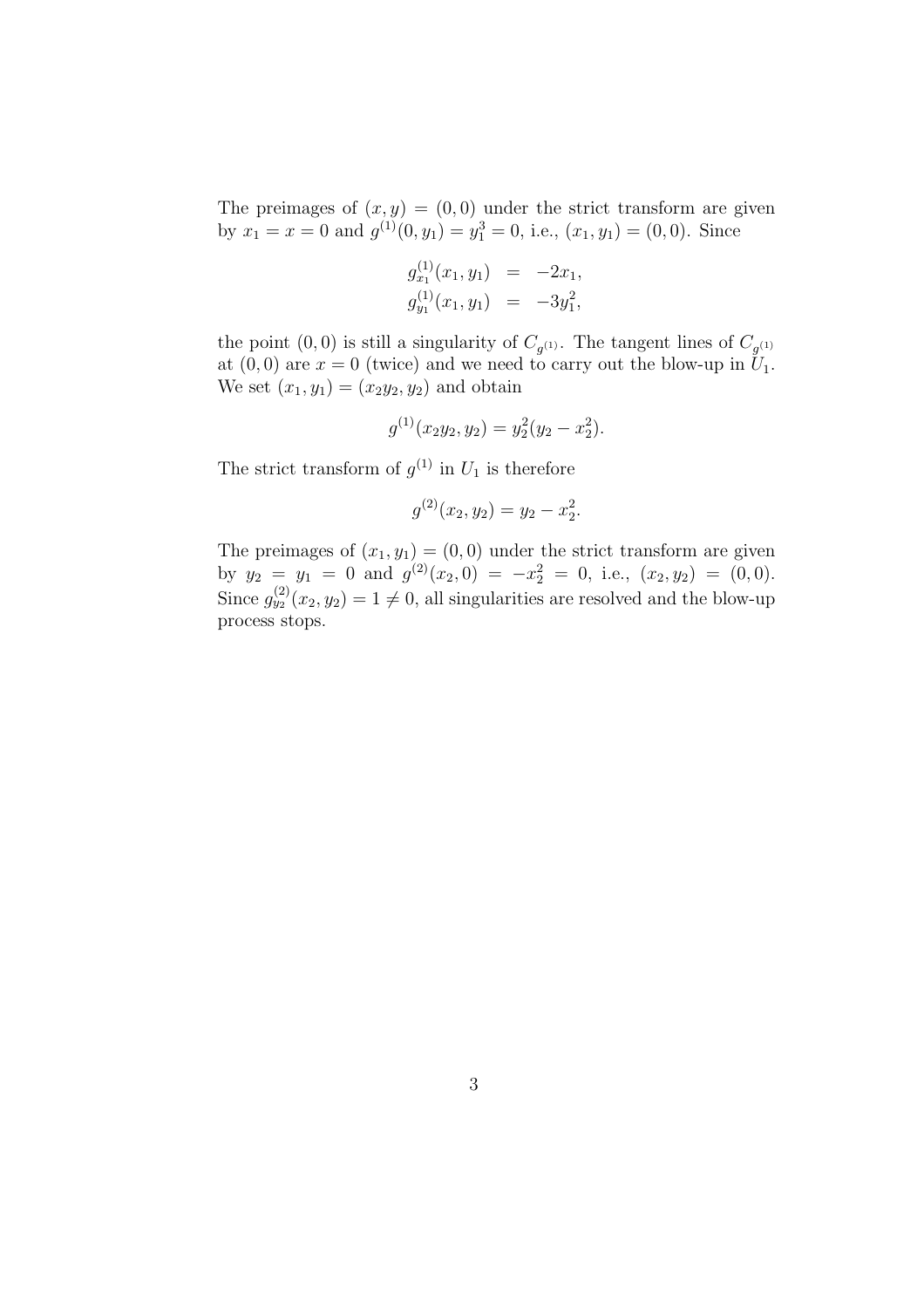The preimages of $(x, y) = (0, 0)$ under the strict transform are given by $x_1 = x = 0$ and $g^{(1)}(0, y_1) = y_1^3 = 0$, i.e., $(x_1, y_1) = (0, 0)$. Since

$$\begin{aligned} g_{x_1}^{(1)}(x_1, y_1) &= -2x_1, \\ g_{y_1}^{(1)}(x_1, y_1) &= -3y_1^2, \end{aligned}$$

the point $(0, 0)$ is still a singularity of $C_{g^{(1)}}$. The tangent lines of $C_{g^{(1)}}$ at $(0, 0)$ are $x = 0$ (twice) and we need to carry out the blow-up in $U_1$. We set $(x_1, y_1) = (x_2 y_2, y_2)$ and obtain

$$g^{(1)}(x_2 y_2, y_2) = y_2^2 (y_2 - x_2^2).$$

The strict transform of $g^{(1)}$ in $U_1$ is therefore

$$g^{(2)}(x_2, y_2) = y_2 - x_2^2.$$

The preimages of $(x_1, y_1) = (0, 0)$ under the strict transform are given by $y_2 = y_1 = 0$ and $g^{(2)}(x_2, 0) = -x_2^2 = 0$, i.e., $(x_2, y_2) = (0, 0)$. Since $g_{y_2}^{(2)}(x_2, y_2) = 1 \neq 0$, all singularities are resolved and the blow-up process stops.